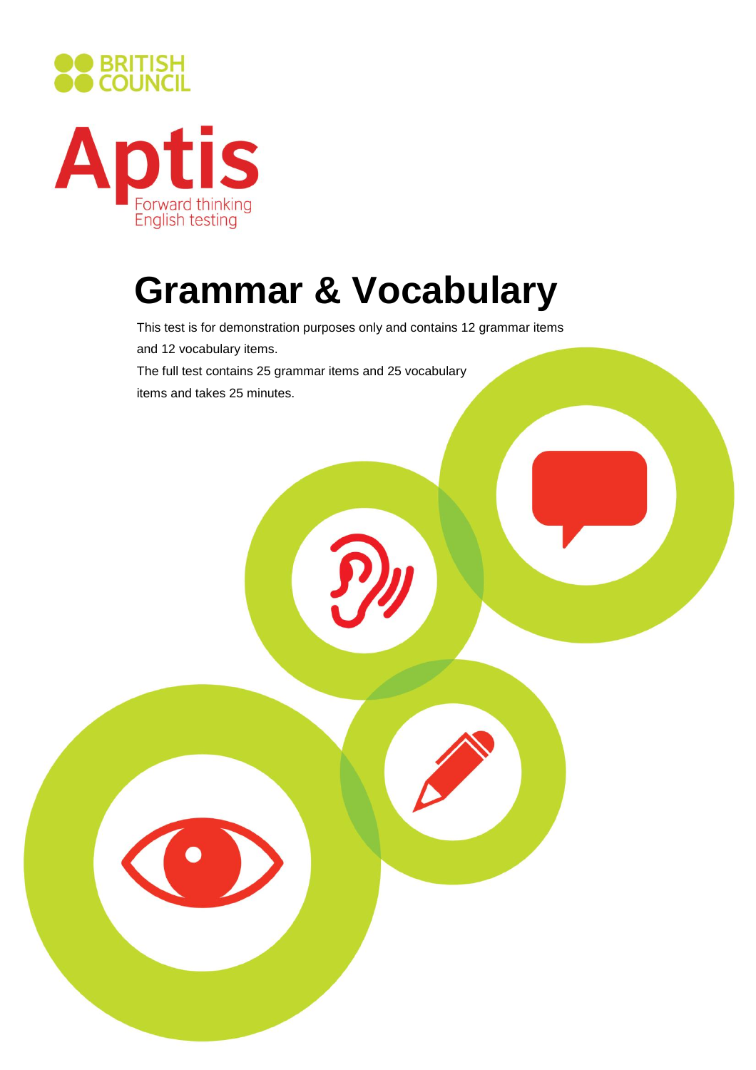BRITISH COUNCIL

Aptis

Forward thinking English testing

# Grammar & Vocabulary

This test is for demonstration purposes only and contains 12 grammar items and 12 vocabulary items.

The full test contains 25 grammar items and 25 vocabulary items and takes 25 minutes.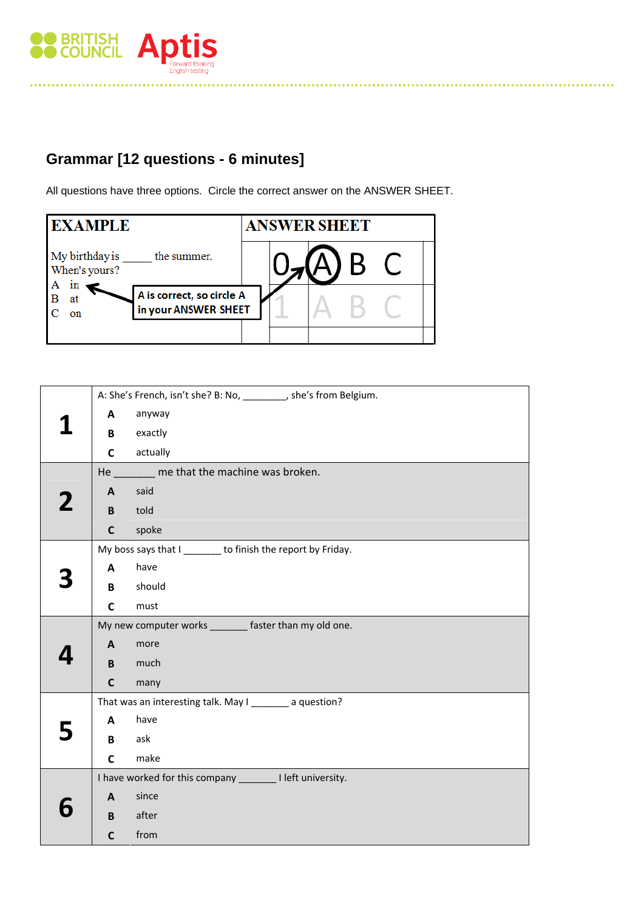BRITISH COUNCIL Aptis

Forward thinking English testing

## Grammar [12 questions - 6 minutes]

All questions have three options. Circle the correct answer on the ANSWER SHEET.

| EXAMPLE | ANSWER SHEET |
|---|---|
| My birthday is _____ the summer. When's yours?<br>A in<br>B at<br>C on<br>**A is correct, so circle A in your ANSWER SHEET** | 0 (A) B C<br>1 A B C |

| | |
|---|---|
| **1** | A: She's French, isn't she? B: No, ________, she's from Belgium.<br>**A** anyway<br>**B** exactly<br>**C** actually |
| **2** | He _______ me that the machine was broken.<br>**A** said<br>**B** told<br>**C** spoke |
| **3** | My boss says that I _______ to finish the report by Friday.<br>**A** have<br>**B** should<br>**C** must |
| **4** | My new computer works _______ faster than my old one.<br>**A** more<br>**B** much<br>**C** many |
| **5** | That was an interesting talk. May I _______ a question?<br>**A** have<br>**B** ask<br>**C** make |
| **6** | I have worked for this company _______ I left university.<br>**A** since<br>**B** after<br>**C** from |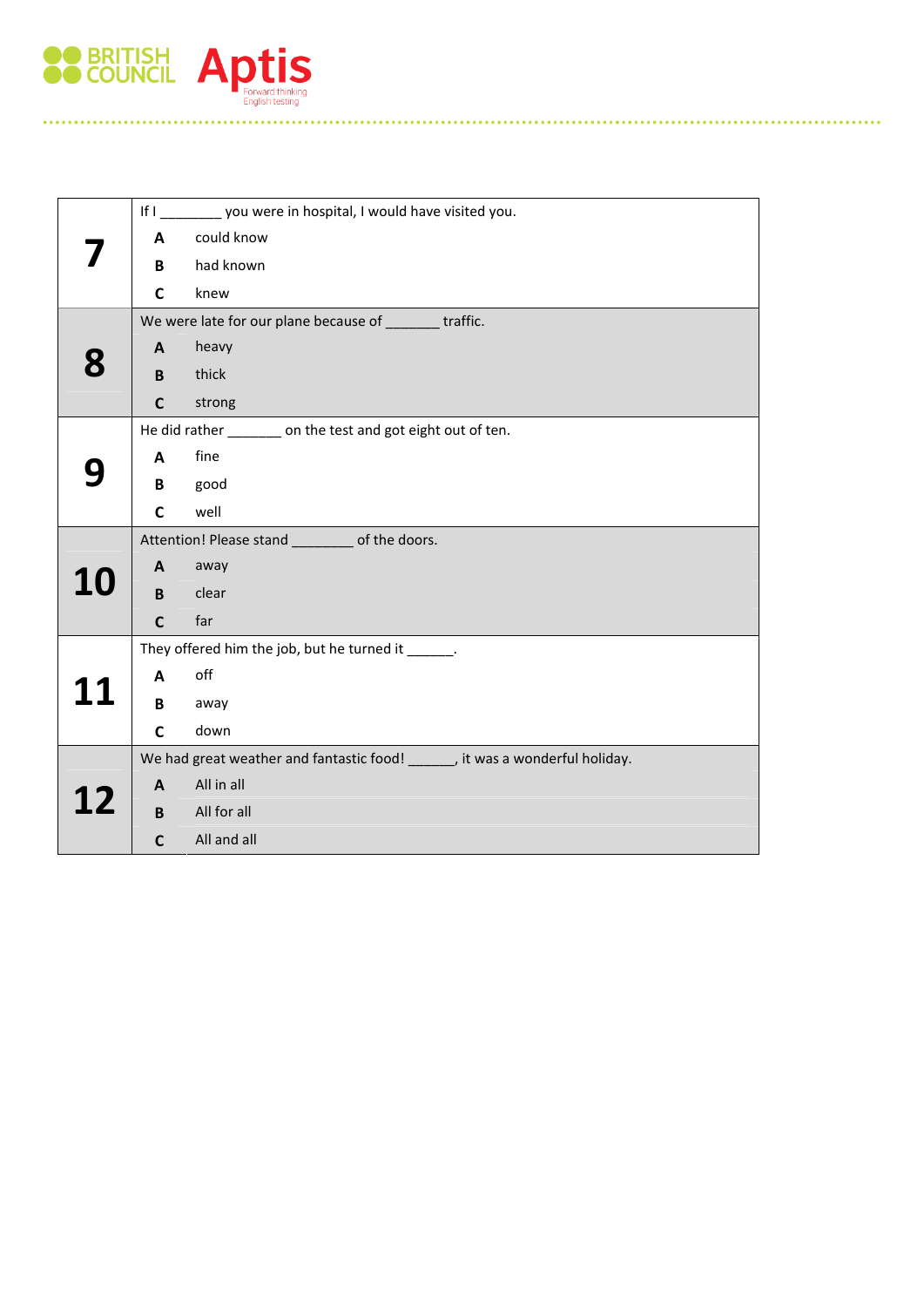| | |
|---|---|
| **7** | If I ________ you were in hospital, I would have visited you.<br>**A** could know<br>**B** had known<br>**C** knew |
| **8** | We were late for our plane because of _______ traffic.<br>**A** heavy<br>**B** thick<br>**C** strong |
| **9** | He did rather _______ on the test and got eight out of ten.<br>**A** fine<br>**B** good<br>**C** well |
| **10** | Attention! Please stand ________ of the doors.<br>**A** away<br>**B** clear<br>**C** far |
| **11** | They offered him the job, but he turned it ______.<br>**A** off<br>**B** away<br>**C** down |
| **12** | We had great weather and fantastic food! ______, it was a wonderful holiday.<br>**A** All in all<br>**B** All for all<br>**C** All and all |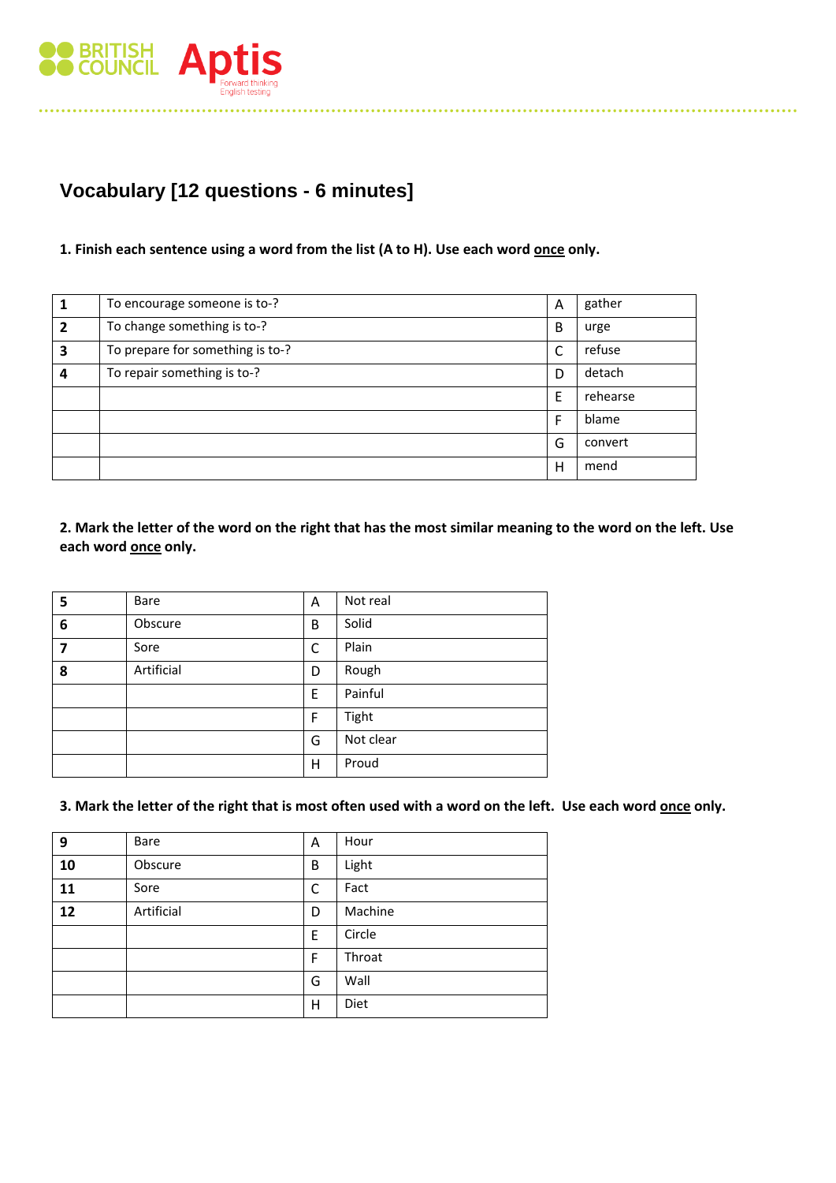BRITISH COUNCIL Aptis Forward thinking English testing

## Vocabulary [12 questions - 6 minutes]

**1. Finish each sentence using a word from the list (A to H). Use each word once only.**

| | | | |
|---|---|---|---|
| **1** | To encourage someone is to-? | A | gather |
| **2** | To change something is to-? | B | urge |
| **3** | To prepare for something is to-? | C | refuse |
| **4** | To repair something is to-? | D | detach |
| | | E | rehearse |
| | | F | blame |
| | | G | convert |
| | | H | mend |

**2. Mark the letter of the word on the right that has the most similar meaning to the word on the left. Use each word once only.**

| | | | |
|---|---|---|---|
| **5** | Bare | A | Not real |
| **6** | Obscure | B | Solid |
| **7** | Sore | C | Plain |
| **8** | Artificial | D | Rough |
| | | E | Painful |
| | | F | Tight |
| | | G | Not clear |
| | | H | Proud |

**3. Mark the letter of the right that is most often used with a word on the left. Use each word once only.**

| | | | |
|---|---|---|---|
| **9** | Bare | A | Hour |
| **10** | Obscure | B | Light |
| **11** | Sore | C | Fact |
| **12** | Artificial | D | Machine |
| | | E | Circle |
| | | F | Throat |
| | | G | Wall |
| | | H | Diet |